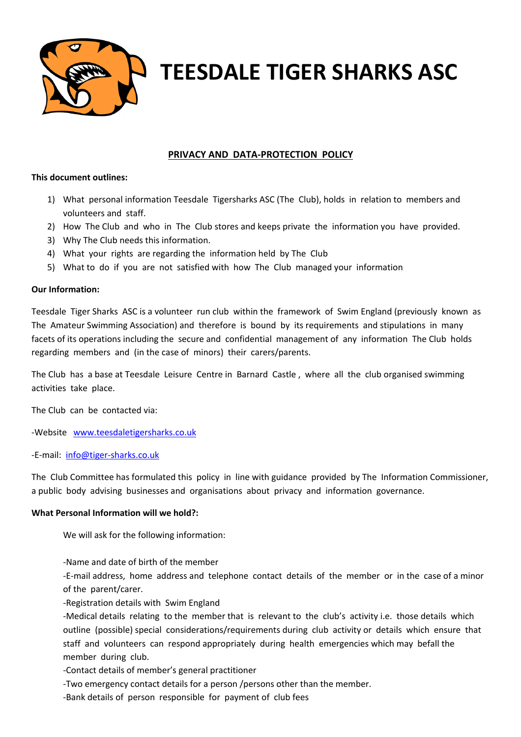# TEESDALE TIGER SHARKS ASC

## PRIVACY AND DATA-PROTECTION POLICY

**This document outlines:**

1) What personal information Teesdale Tigersharks ASC (The Club), holds in relation to members and volunteers and staff.
2) How The Club and who in The Club stores and keeps private the information you have provided.
3) Why The Club needs this information.
4) What your rights are regarding the information held by The Club
5) What to do if you are not satisfied with how The Club managed your information

**Our Information:**

Teesdale Tiger Sharks ASC is a volunteer run club within the framework of Swim England (previously known as The Amateur Swimming Association) and therefore is bound by its requirements and stipulations in many facets of its operations including the secure and confidential management of any information The Club holds regarding members and (in the case of minors) their carers/parents.

The Club has a base at Teesdale Leisure Centre in Barnard Castle , where all the club organised swimming activities take place.

The Club can be contacted via:

-Website [www.teesdaletigersharks.co.uk](http://www.teesdaletigersharks.co.uk)

-E-mail: [info@tiger-sharks.co.uk](mailto:info@tiger-sharks.co.uk)

The Club Committee has formulated this policy in line with guidance provided by The Information Commissioner, a public body advising businesses and organisations about privacy and information governance.

**What Personal Information will we hold?:**

We will ask for the following information:

-Name and date of birth of the member
-E-mail address, home address and telephone contact details of the member or in the case of a minor of the parent/carer.
-Registration details with Swim England
-Medical details relating to the member that is relevant to the club's activity i.e. those details which outline (possible) special considerations/requirements during club activity or details which ensure that staff and volunteers can respond appropriately during health emergencies which may befall the member during club.
-Contact details of member's general practitioner
-Two emergency contact details for a person /persons other than the member.
-Bank details of person responsible for payment of club fees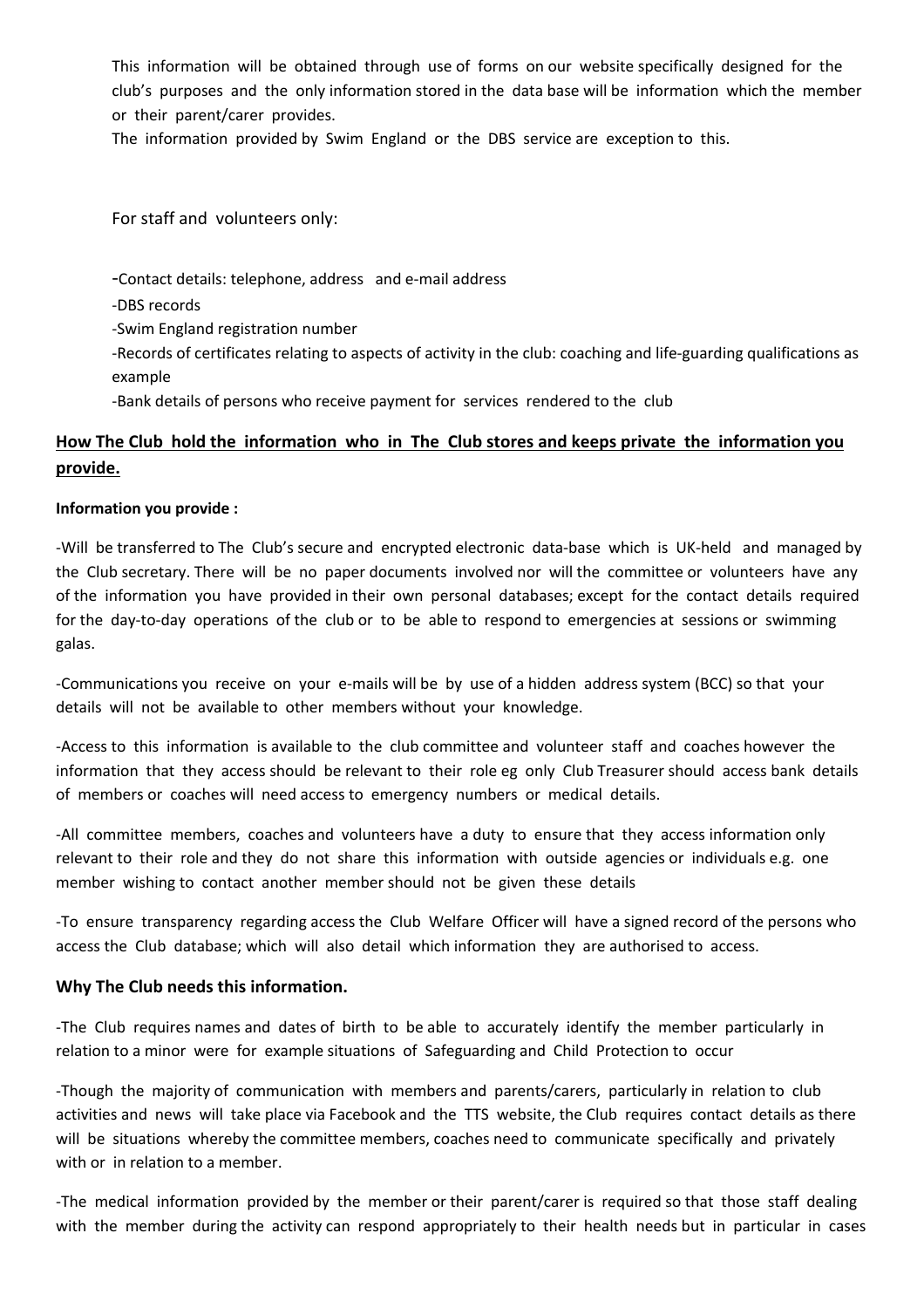This information will be obtained through use of forms on our website specifically designed for the club's purposes and the only information stored in the data base will be information which the member or their parent/carer provides.
The information provided by Swim England or the DBS service are exception to this.

For staff and volunteers only:

- Contact details: telephone, address and e-mail address
- DBS records
- Swim England registration number
- Records of certificates relating to aspects of activity in the club: coaching and life-guarding qualifications as example
- Bank details of persons who receive payment for services rendered to the club

## How The Club hold the information who in The Club stores and keeps private the information you provide.

**Information you provide :**

-Will be transferred to The Club's secure and encrypted electronic data-base which is UK-held and managed by the Club secretary. There will be no paper documents involved nor will the committee or volunteers have any of the information you have provided in their own personal databases; except for the contact details required for the day-to-day operations of the club or to be able to respond to emergencies at sessions or swimming galas.

-Communications you receive on your e-mails will be by use of a hidden address system (BCC) so that your details will not be available to other members without your knowledge.

-Access to this information is available to the club committee and volunteer staff and coaches however the information that they access should be relevant to their role eg only Club Treasurer should access bank details of members or coaches will need access to emergency numbers or medical details.

-All committee members, coaches and volunteers have a duty to ensure that they access information only relevant to their role and they do not share this information with outside agencies or individuals e.g. one member wishing to contact another member should not be given these details

-To ensure transparency regarding access the Club Welfare Officer will have a signed record of the persons who access the Club database; which will also detail which information they are authorised to access.

### Why The Club needs this information.

-The Club requires names and dates of birth to be able to accurately identify the member particularly in relation to a minor were for example situations of Safeguarding and Child Protection to occur

-Though the majority of communication with members and parents/carers, particularly in relation to club activities and news will take place via Facebook and the TTS website, the Club requires contact details as there will be situations whereby the committee members, coaches need to communicate specifically and privately with or in relation to a member.

-The medical information provided by the member or their parent/carer is required so that those staff dealing with the member during the activity can respond appropriately to their health needs but in particular in cases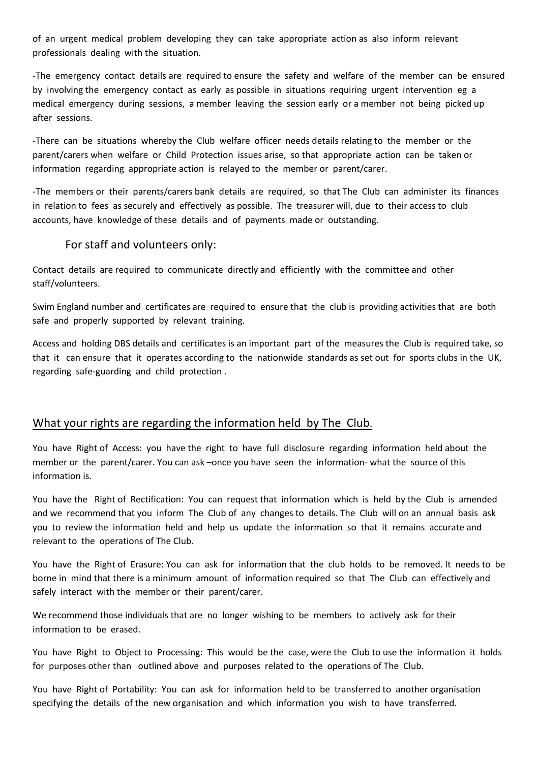of an urgent medical problem developing they can take appropriate action as also inform relevant professionals dealing with the situation.

-The emergency contact details are required to ensure the safety and welfare of the member can be ensured by involving the emergency contact as early as possible in situations requiring urgent intervention eg a medical emergency during sessions, a member leaving the session early or a member not being picked up after sessions.

-There can be situations whereby the Club welfare officer needs details relating to the member or the parent/carers when welfare or Child Protection issues arise, so that appropriate action can be taken or information regarding appropriate action is relayed to the member or parent/carer.

-The members or their parents/carers bank details are required, so that The Club can administer its finances in relation to fees as securely and effectively as possible. The treasurer will, due to their access to club accounts, have knowledge of these details and of payments made or outstanding.

### For staff and volunteers only:

Contact details are required to communicate directly and efficiently with the committee and other staff/volunteers.

Swim England number and certificates are required to ensure that the club is providing activities that are both safe and properly supported by relevant training.

Access and holding DBS details and certificates is an important part of the measures the Club is required take, so that it can ensure that it operates according to the nationwide standards as set out for sports clubs in the UK, regarding safe-guarding and child protection .

## <u>What your rights are regarding the information held by The Club.</u>

You have Right of Access: you have the right to have full disclosure regarding information held about the member or the parent/carer. You can ask –once you have seen the information- what the source of this information is.

You have the Right of Rectification: You can request that information which is held by the Club is amended and we recommend that you inform The Club of any changes to details. The Club will on an annual basis ask you to review the information held and help us update the information so that it remains accurate and relevant to the operations of The Club.

You have the Right of Erasure: You can ask for information that the club holds to be removed. It needs to be borne in mind that there is a minimum amount of information required so that The Club can effectively and safely interact with the member or their parent/carer.

We recommend those individuals that are no longer wishing to be members to actively ask for their information to be erased.

You have Right to Object to Processing: This would be the case, were the Club to use the information it holds for purposes other than outlined above and purposes related to the operations of The Club.

You have Right of Portability: You can ask for information held to be transferred to another organisation specifying the details of the new organisation and which information you wish to have transferred.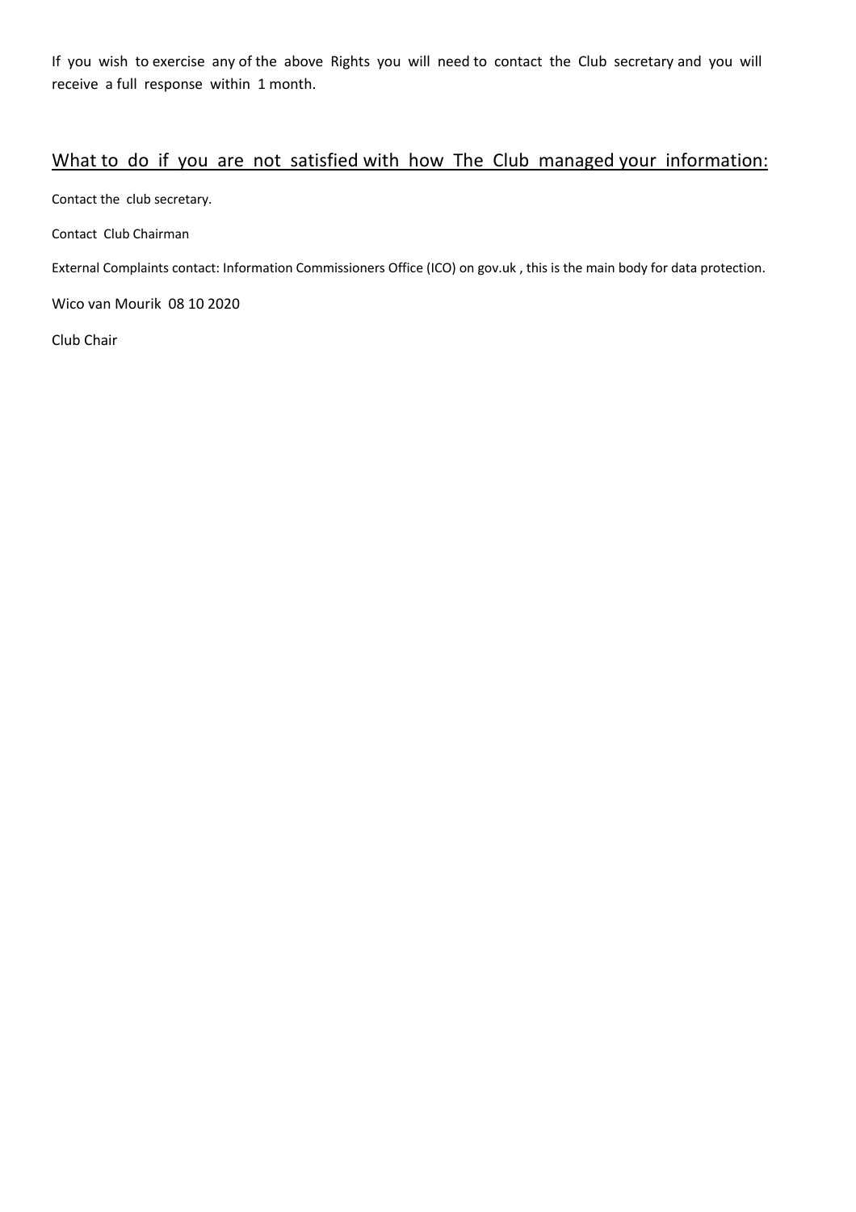If you wish to exercise any of the above Rights you will need to contact the Club secretary and you will receive a full response within 1 month.

## What to do if you are not satisfied with how The Club managed your information:

Contact the club secretary.

Contact Club Chairman

External Complaints contact: Information Commissioners Office (ICO) on gov.uk , this is the main body for data protection.

Wico van Mourik 08 10 2020

Club Chair